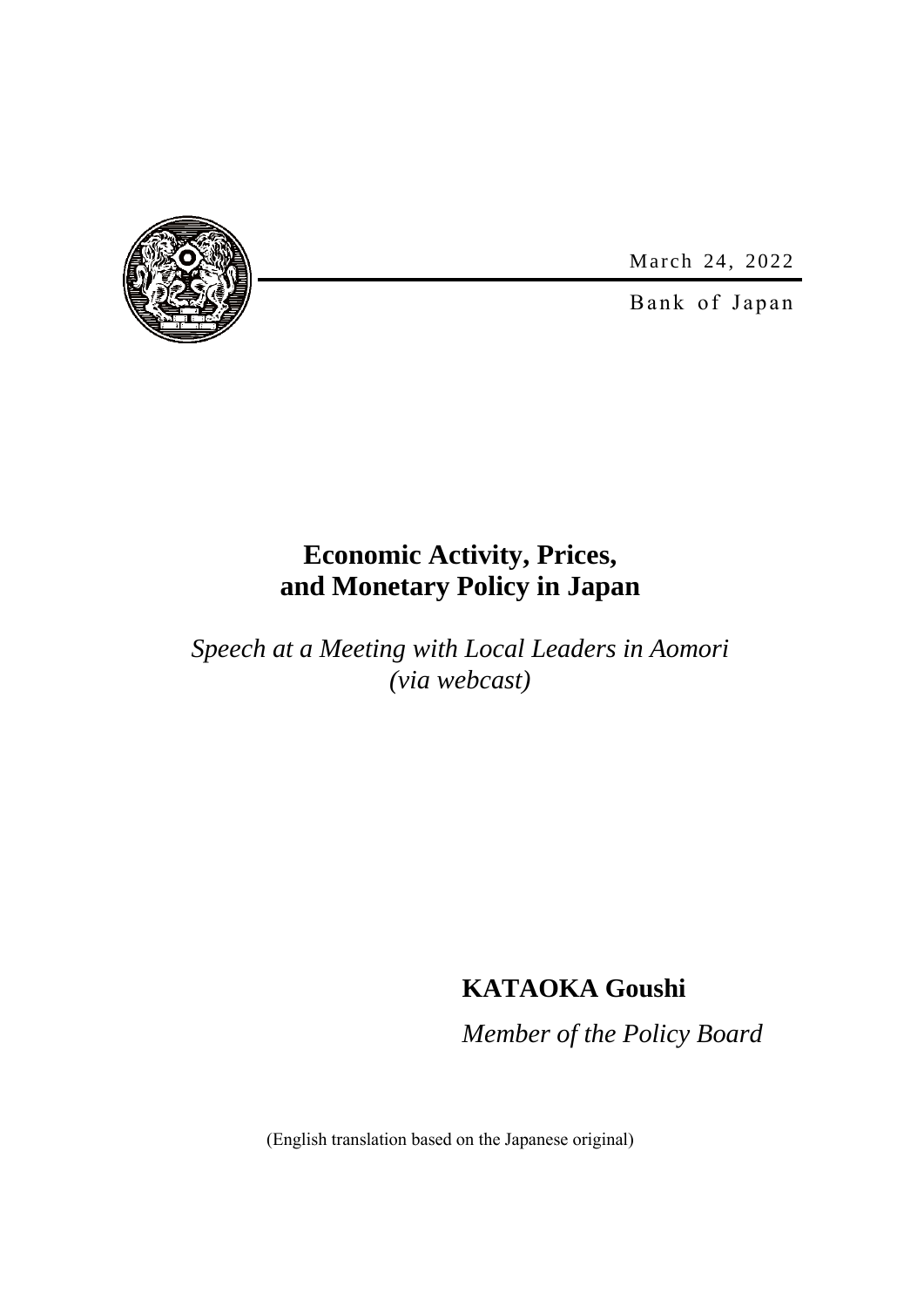March 24, 2022

Bank of Japan

# Economic Activity, Prices, and Monetary Policy in Japan

*Speech at a Meeting with Local Leaders in Aomori (via webcast)*

**KATAOKA Goushi**

*Member of the Policy Board*

(English translation based on the Japanese original)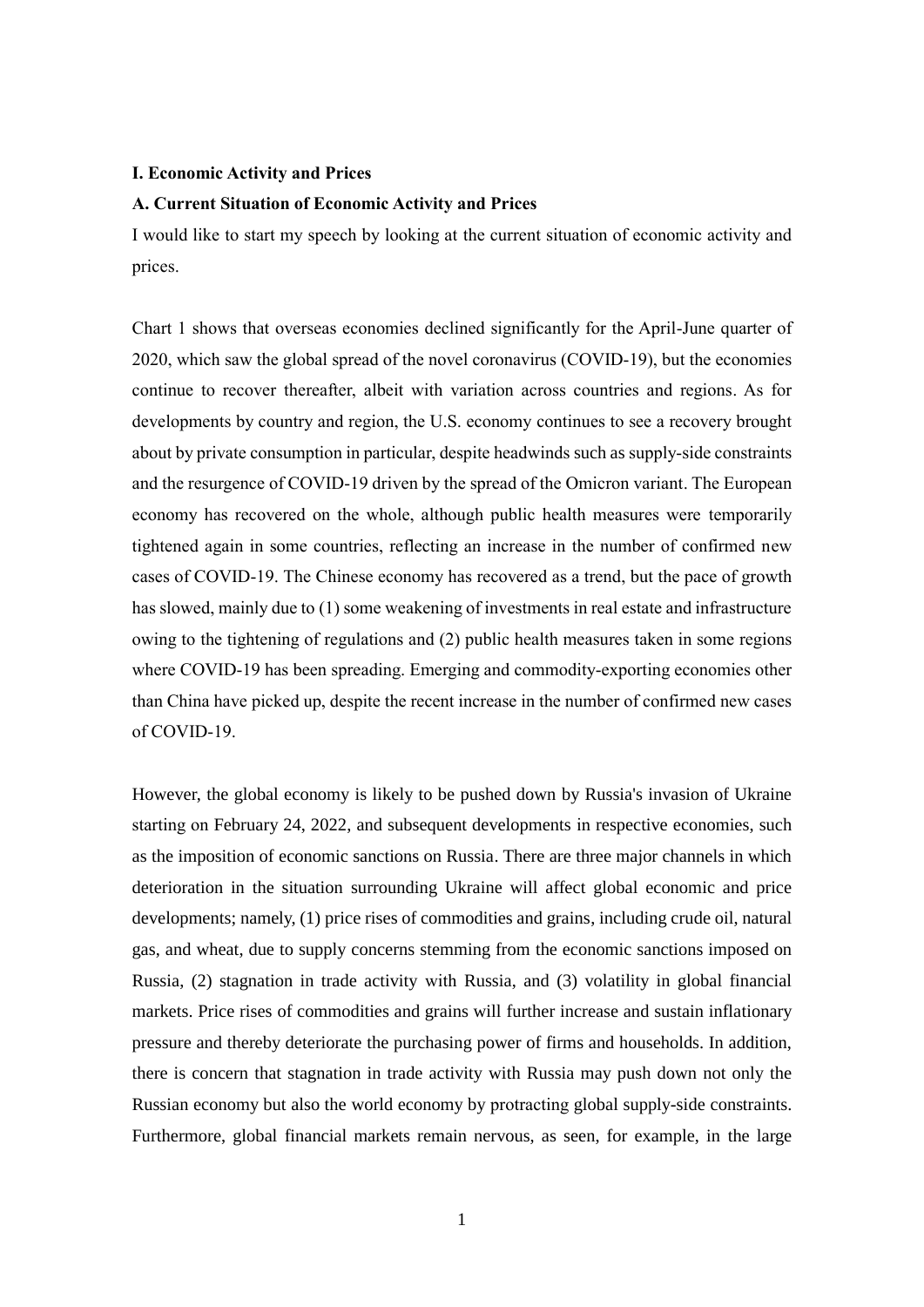## I. Economic Activity and Prices

### A. Current Situation of Economic Activity and Prices

I would like to start my speech by looking at the current situation of economic activity and prices.

Chart 1 shows that overseas economies declined significantly for the April-June quarter of 2020, which saw the global spread of the novel coronavirus (COVID-19), but the economies continue to recover thereafter, albeit with variation across countries and regions. As for developments by country and region, the U.S. economy continues to see a recovery brought about by private consumption in particular, despite headwinds such as supply-side constraints and the resurgence of COVID-19 driven by the spread of the Omicron variant. The European economy has recovered on the whole, although public health measures were temporarily tightened again in some countries, reflecting an increase in the number of confirmed new cases of COVID-19. The Chinese economy has recovered as a trend, but the pace of growth has slowed, mainly due to (1) some weakening of investments in real estate and infrastructure owing to the tightening of regulations and (2) public health measures taken in some regions where COVID-19 has been spreading. Emerging and commodity-exporting economies other than China have picked up, despite the recent increase in the number of confirmed new cases of COVID-19.

However, the global economy is likely to be pushed down by Russia's invasion of Ukraine starting on February 24, 2022, and subsequent developments in respective economies, such as the imposition of economic sanctions on Russia. There are three major channels in which deterioration in the situation surrounding Ukraine will affect global economic and price developments; namely, (1) price rises of commodities and grains, including crude oil, natural gas, and wheat, due to supply concerns stemming from the economic sanctions imposed on Russia, (2) stagnation in trade activity with Russia, and (3) volatility in global financial markets. Price rises of commodities and grains will further increase and sustain inflationary pressure and thereby deteriorate the purchasing power of firms and households. In addition, there is concern that stagnation in trade activity with Russia may push down not only the Russian economy but also the world economy by protracting global supply-side constraints. Furthermore, global financial markets remain nervous, as seen, for example, in the large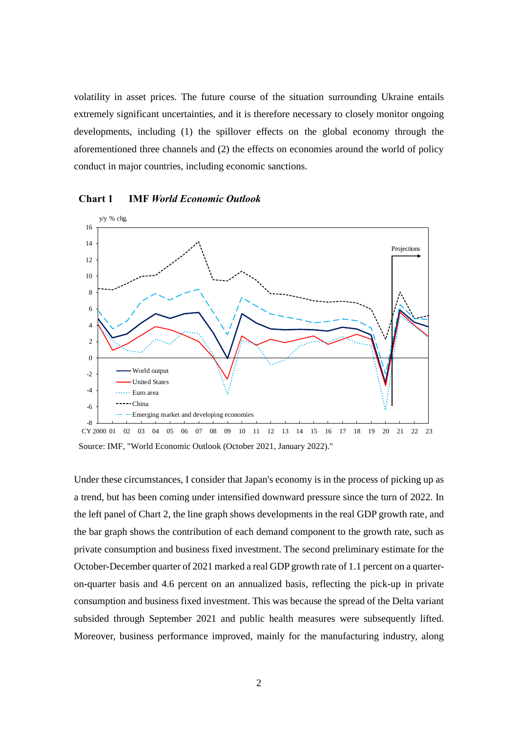volatility in asset prices. The future course of the situation surrounding Ukraine entails extremely significant uncertainties, and it is therefore necessary to closely monitor ongoing developments, including (1) the spillover effects on the global economy through the aforementioned three channels and (2) the effects on economies around the world of policy conduct in major countries, including economic sanctions.

**Chart 1 IMF *World Economic Outlook***

Source: IMF, "World Economic Outlook (October 2021, January 2022)."

Under these circumstances, I consider that Japan's economy is in the process of picking up as a trend, but has been coming under intensified downward pressure since the turn of 2022. In the left panel of Chart 2, the line graph shows developments in the real GDP growth rate, and the bar graph shows the contribution of each demand component to the growth rate, such as private consumption and business fixed investment. The second preliminary estimate for the October-December quarter of 2021 marked a real GDP growth rate of 1.1 percent on a quarter-on-quarter basis and 4.6 percent on an annualized basis, reflecting the pick-up in private consumption and business fixed investment. This was because the spread of the Delta variant subsided through September 2021 and public health measures were subsequently lifted. Moreover, business performance improved, mainly for the manufacturing industry, along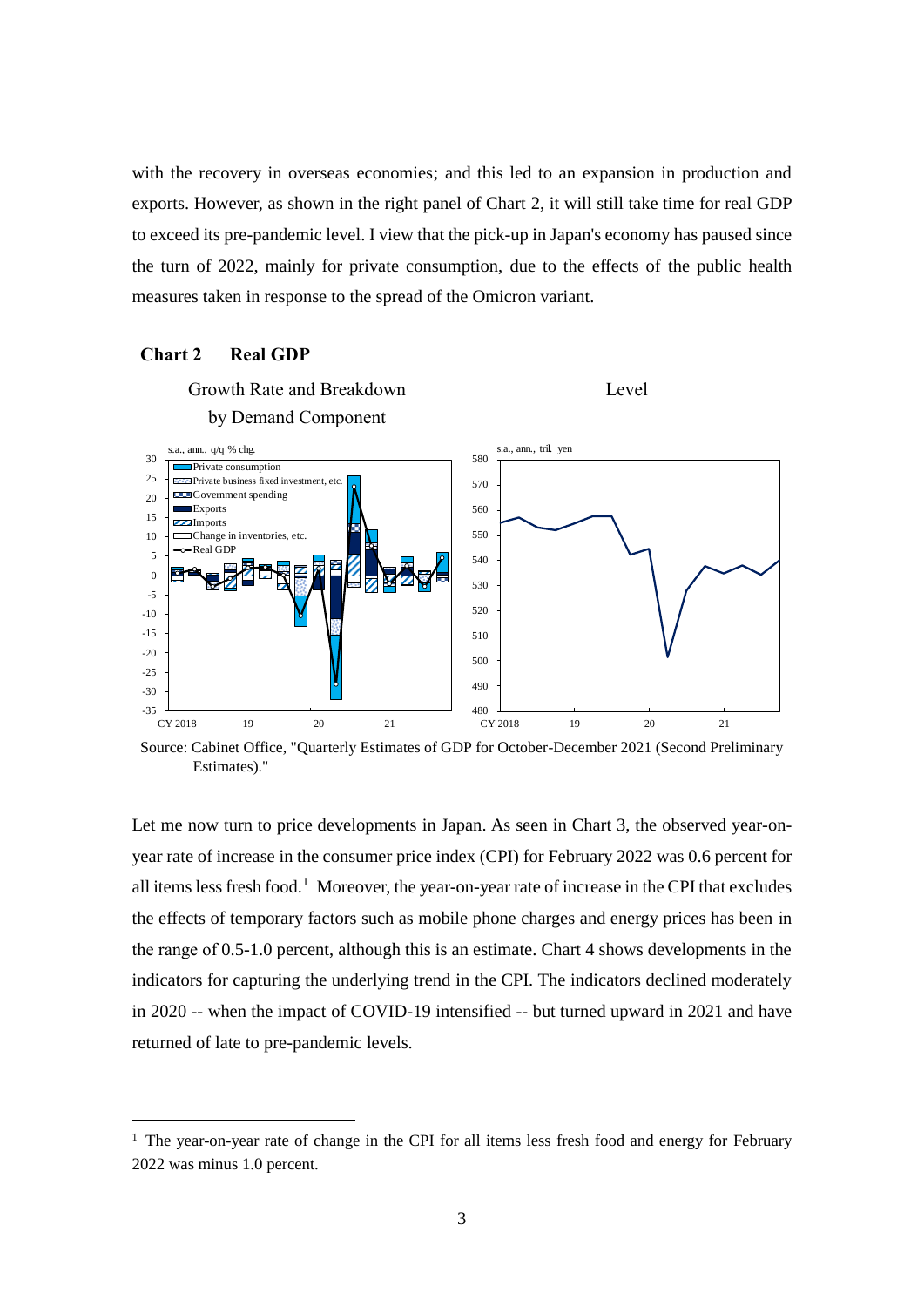with the recovery in overseas economies; and this led to an expansion in production and exports. However, as shown in the right panel of Chart 2, it will still take time for real GDP to exceed its pre-pandemic level. I view that the pick-up in Japan's economy has paused since the turn of 2022, mainly for private consumption, due to the effects of the public health measures taken in response to the spread of the Omicron variant.

**Chart 2　Real GDP**

Growth Rate and Breakdown by Demand Component　　　　Level

Source: Cabinet Office, "Quarterly Estimates of GDP for October-December 2021 (Second Preliminary Estimates)."

Let me now turn to price developments in Japan. As seen in Chart 3, the observed year-on-year rate of increase in the consumer price index (CPI) for February 2022 was 0.6 percent for all items less fresh food.[1] Moreover, the year-on-year rate of increase in the CPI that excludes the effects of temporary factors such as mobile phone charges and energy prices has been in the range of 0.5-1.0 percent, although this is an estimate. Chart 4 shows developments in the indicators for capturing the underlying trend in the CPI. The indicators declined moderately in 2020 -- when the impact of COVID-19 intensified -- but turned upward in 2021 and have returned of late to pre-pandemic levels.

[1] The year-on-year rate of change in the CPI for all items less fresh food and energy for February 2022 was minus 1.0 percent.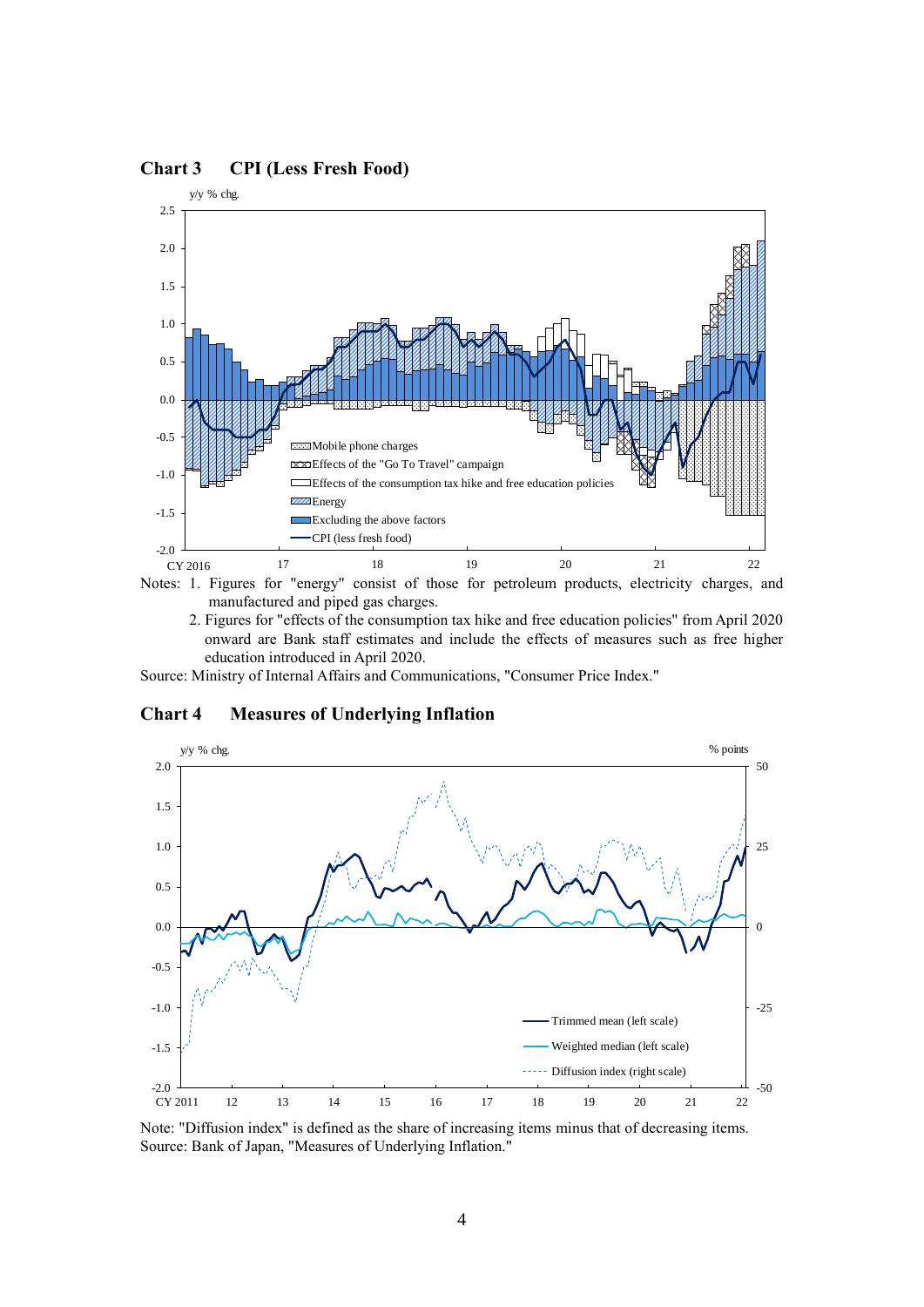### Chart 3 CPI (Less Fresh Food)

Notes: 1. Figures for "energy" consist of those for petroleum products, electricity charges, and manufactured and piped gas charges.

2. Figures for "effects of the consumption tax hike and free education policies" from April 2020 onward are Bank staff estimates and include the effects of measures such as free higher education introduced in April 2020.

Source: Ministry of Internal Affairs and Communications, "Consumer Price Index."

### Chart 4 Measures of Underlying Inflation

Note: "Diffusion index" is defined as the share of increasing items minus that of decreasing items.

Source: Bank of Japan, "Measures of Underlying Inflation."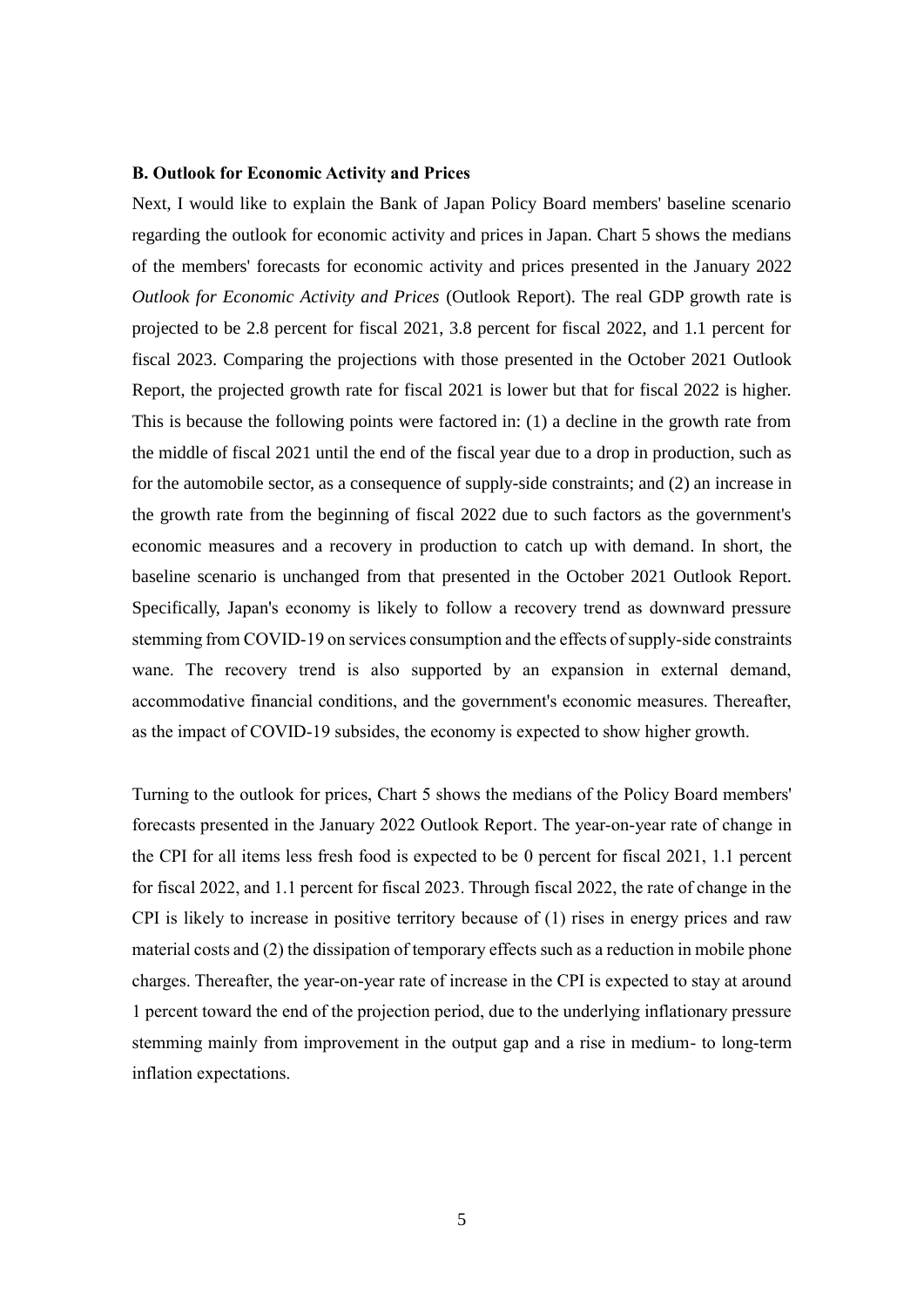### B. Outlook for Economic Activity and Prices

Next, I would like to explain the Bank of Japan Policy Board members' baseline scenario regarding the outlook for economic activity and prices in Japan. Chart 5 shows the medians of the members' forecasts for economic activity and prices presented in the January 2022 *Outlook for Economic Activity and Prices* (Outlook Report). The real GDP growth rate is projected to be 2.8 percent for fiscal 2021, 3.8 percent for fiscal 2022, and 1.1 percent for fiscal 2023. Comparing the projections with those presented in the October 2021 Outlook Report, the projected growth rate for fiscal 2021 is lower but that for fiscal 2022 is higher. This is because the following points were factored in: (1) a decline in the growth rate from the middle of fiscal 2021 until the end of the fiscal year due to a drop in production, such as for the automobile sector, as a consequence of supply-side constraints; and (2) an increase in the growth rate from the beginning of fiscal 2022 due to such factors as the government's economic measures and a recovery in production to catch up with demand. In short, the baseline scenario is unchanged from that presented in the October 2021 Outlook Report. Specifically, Japan's economy is likely to follow a recovery trend as downward pressure stemming from COVID-19 on services consumption and the effects of supply-side constraints wane. The recovery trend is also supported by an expansion in external demand, accommodative financial conditions, and the government's economic measures. Thereafter, as the impact of COVID-19 subsides, the economy is expected to show higher growth.

Turning to the outlook for prices, Chart 5 shows the medians of the Policy Board members' forecasts presented in the January 2022 Outlook Report. The year-on-year rate of change in the CPI for all items less fresh food is expected to be 0 percent for fiscal 2021, 1.1 percent for fiscal 2022, and 1.1 percent for fiscal 2023. Through fiscal 2022, the rate of change in the CPI is likely to increase in positive territory because of (1) rises in energy prices and raw material costs and (2) the dissipation of temporary effects such as a reduction in mobile phone charges. Thereafter, the year-on-year rate of increase in the CPI is expected to stay at around 1 percent toward the end of the projection period, due to the underlying inflationary pressure stemming mainly from improvement in the output gap and a rise in medium- to long-term inflation expectations.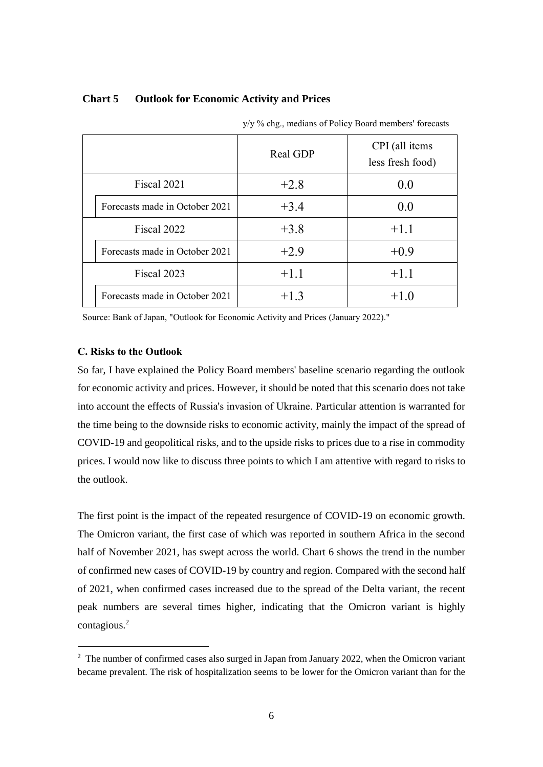**Chart 5 Outlook for Economic Activity and Prices**

y/y % chg., medians of Policy Board members' forecasts

| | Real GDP | CPI (all items less fresh food) |
|---|---|---|
| Fiscal 2021 | +2.8 | 0.0 |
| Forecasts made in October 2021 | +3.4 | 0.0 |
| Fiscal 2022 | +3.8 | +1.1 |
| Forecasts made in October 2021 | +2.9 | +0.9 |
| Fiscal 2023 | +1.1 | +1.1 |
| Forecasts made in October 2021 | +1.3 | +1.0 |

Source: Bank of Japan, "Outlook for Economic Activity and Prices (January 2022)."

### C. Risks to the Outlook

So far, I have explained the Policy Board members' baseline scenario regarding the outlook for economic activity and prices. However, it should be noted that this scenario does not take into account the effects of Russia's invasion of Ukraine. Particular attention is warranted for the time being to the downside risks to economic activity, mainly the impact of the spread of COVID-19 and geopolitical risks, and to the upside risks to prices due to a rise in commodity prices. I would now like to discuss three points to which I am attentive with regard to risks to the outlook.

The first point is the impact of the repeated resurgence of COVID-19 on economic growth. The Omicron variant, the first case of which was reported in southern Africa in the second half of November 2021, has swept across the world. Chart 6 shows the trend in the number of confirmed new cases of COVID-19 by country and region. Compared with the second half of 2021, when confirmed cases increased due to the spread of the Delta variant, the recent peak numbers are several times higher, indicating that the Omicron variant is highly contagious.[2]

[2] The number of confirmed cases also surged in Japan from January 2022, when the Omicron variant became prevalent. The risk of hospitalization seems to be lower for the Omicron variant than for the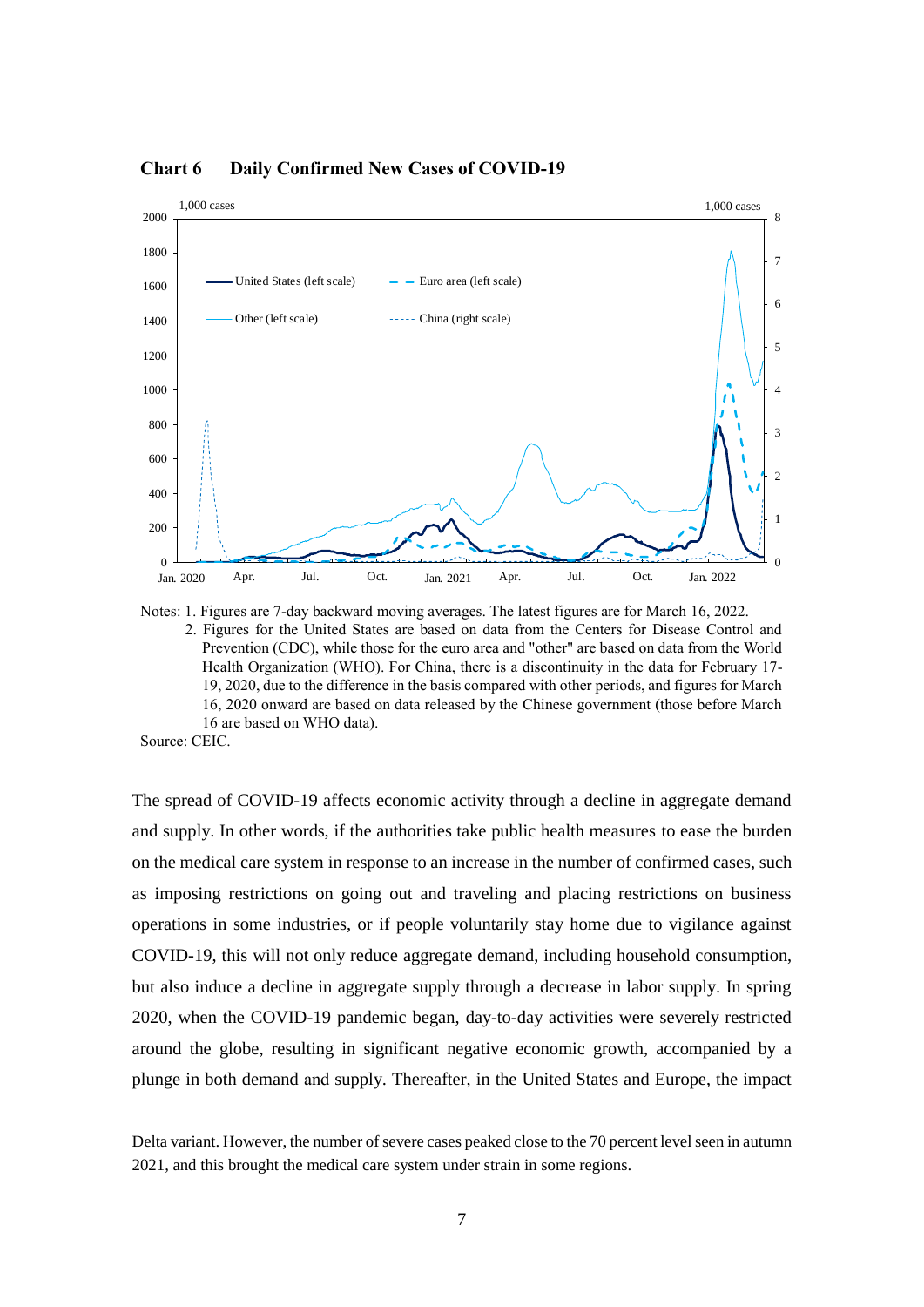**Chart 6 Daily Confirmed New Cases of COVID-19**

Notes: 1. Figures are 7-day backward moving averages. The latest figures are for March 16, 2022.
2. Figures for the United States are based on data from the Centers for Disease Control and Prevention (CDC), while those for the euro area and "other" are based on data from the World Health Organization (WHO). For China, there is a discontinuity in the data for February 17-19, 2020, due to the difference in the basis compared with other periods, and figures for March 16, 2020 onward are based on data released by the Chinese government (those before March 16 are based on WHO data).

Source: CEIC.

The spread of COVID-19 affects economic activity through a decline in aggregate demand and supply. In other words, if the authorities take public health measures to ease the burden on the medical care system in response to an increase in the number of confirmed cases, such as imposing restrictions on going out and traveling and placing restrictions on business operations in some industries, or if people voluntarily stay home due to vigilance against COVID-19, this will not only reduce aggregate demand, including household consumption, but also induce a decline in aggregate supply through a decrease in labor supply. In spring 2020, when the COVID-19 pandemic began, day-to-day activities were severely restricted around the globe, resulting in significant negative economic growth, accompanied by a plunge in both demand and supply. Thereafter, in the United States and Europe, the impact

---

Delta variant. However, the number of severe cases peaked close to the 70 percent level seen in autumn 2021, and this brought the medical care system under strain in some regions.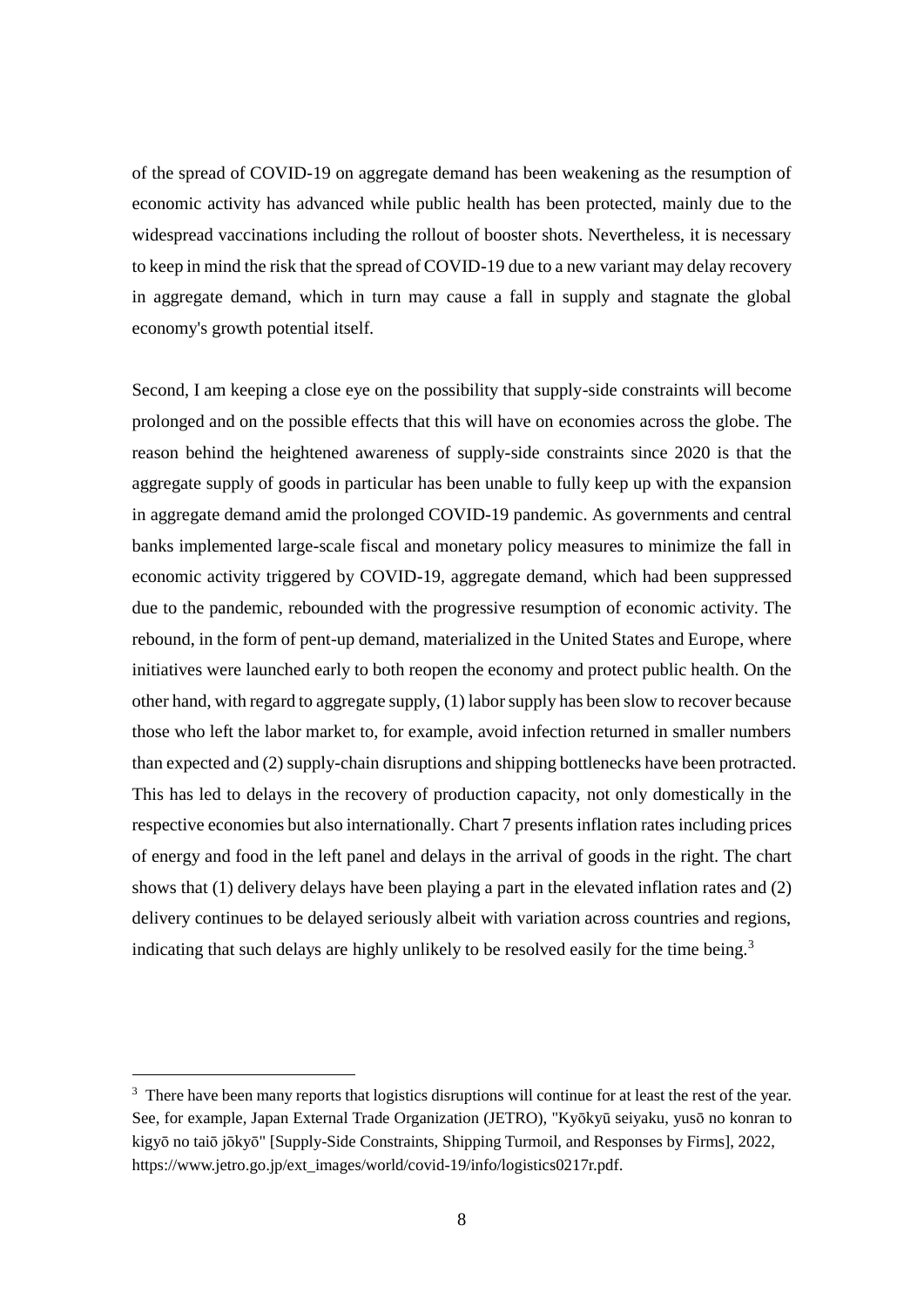of the spread of COVID-19 on aggregate demand has been weakening as the resumption of economic activity has advanced while public health has been protected, mainly due to the widespread vaccinations including the rollout of booster shots. Nevertheless, it is necessary to keep in mind the risk that the spread of COVID-19 due to a new variant may delay recovery in aggregate demand, which in turn may cause a fall in supply and stagnate the global economy's growth potential itself.

Second, I am keeping a close eye on the possibility that supply-side constraints will become prolonged and on the possible effects that this will have on economies across the globe. The reason behind the heightened awareness of supply-side constraints since 2020 is that the aggregate supply of goods in particular has been unable to fully keep up with the expansion in aggregate demand amid the prolonged COVID-19 pandemic. As governments and central banks implemented large-scale fiscal and monetary policy measures to minimize the fall in economic activity triggered by COVID-19, aggregate demand, which had been suppressed due to the pandemic, rebounded with the progressive resumption of economic activity. The rebound, in the form of pent-up demand, materialized in the United States and Europe, where initiatives were launched early to both reopen the economy and protect public health. On the other hand, with regard to aggregate supply, (1) labor supply has been slow to recover because those who left the labor market to, for example, avoid infection returned in smaller numbers than expected and (2) supply-chain disruptions and shipping bottlenecks have been protracted. This has led to delays in the recovery of production capacity, not only domestically in the respective economies but also internationally. Chart 7 presents inflation rates including prices of energy and food in the left panel and delays in the arrival of goods in the right. The chart shows that (1) delivery delays have been playing a part in the elevated inflation rates and (2) delivery continues to be delayed seriously albeit with variation across countries and regions, indicating that such delays are highly unlikely to be resolved easily for the time being.[3]

---

[3] There have been many reports that logistics disruptions will continue for at least the rest of the year. See, for example, Japan External Trade Organization (JETRO), "Kyōkyū seiyaku, yusō no konran to kigyō no taiō jōkyō" [Supply-Side Constraints, Shipping Turmoil, and Responses by Firms], 2022, https://www.jetro.go.jp/ext_images/world/covid-19/info/logistics0217r.pdf.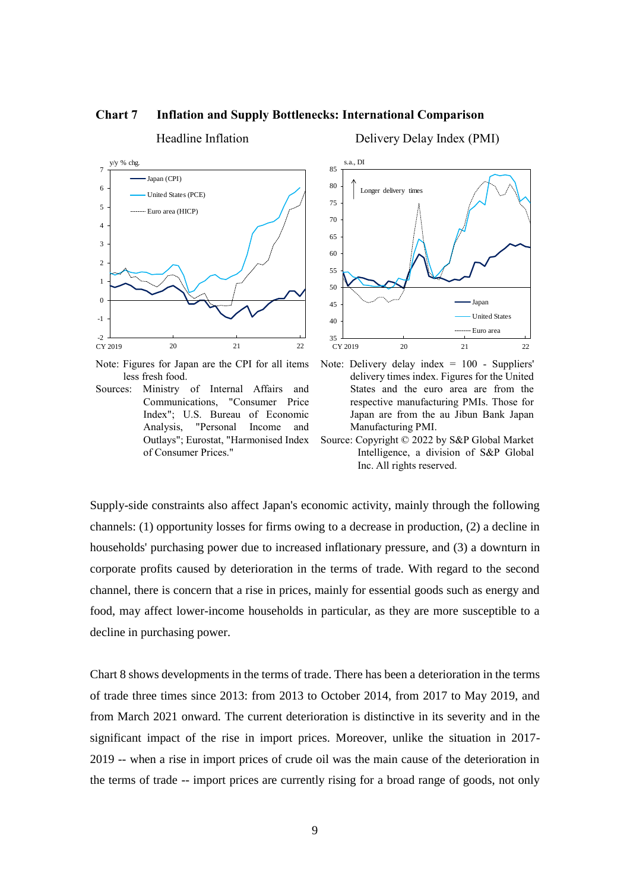**Chart 7　Inflation and Supply Bottlenecks: International Comparison**

Headline Inflation

Delivery Delay Index (PMI)

Note: Figures for Japan are the CPI for all items less fresh food.

Sources: Ministry of Internal Affairs and Communications, "Consumer Price Index"; U.S. Bureau of Economic Analysis, "Personal Income and Outlays"; Eurostat, "Harmonised Index of Consumer Prices."

Note: Delivery delay index = 100 - Suppliers' delivery times index. Figures for the United States and the euro area are from the respective manufacturing PMIs. Those for Japan are from the au Jibun Bank Japan Manufacturing PMI.

Source: Copyright © 2022 by S&P Global Market Intelligence, a division of S&P Global Inc. All rights reserved.

Supply-side constraints also affect Japan's economic activity, mainly through the following channels: (1) opportunity losses for firms owing to a decrease in production, (2) a decline in households' purchasing power due to increased inflationary pressure, and (3) a downturn in corporate profits caused by deterioration in the terms of trade. With regard to the second channel, there is concern that a rise in prices, mainly for essential goods such as energy and food, may affect lower-income households in particular, as they are more susceptible to a decline in purchasing power.

Chart 8 shows developments in the terms of trade. There has been a deterioration in the terms of trade three times since 2013: from 2013 to October 2014, from 2017 to May 2019, and from March 2021 onward. The current deterioration is distinctive in its severity and in the significant impact of the rise in import prices. Moreover, unlike the situation in 2017-2019 -- when a rise in import prices of crude oil was the main cause of the deterioration in the terms of trade -- import prices are currently rising for a broad range of goods, not only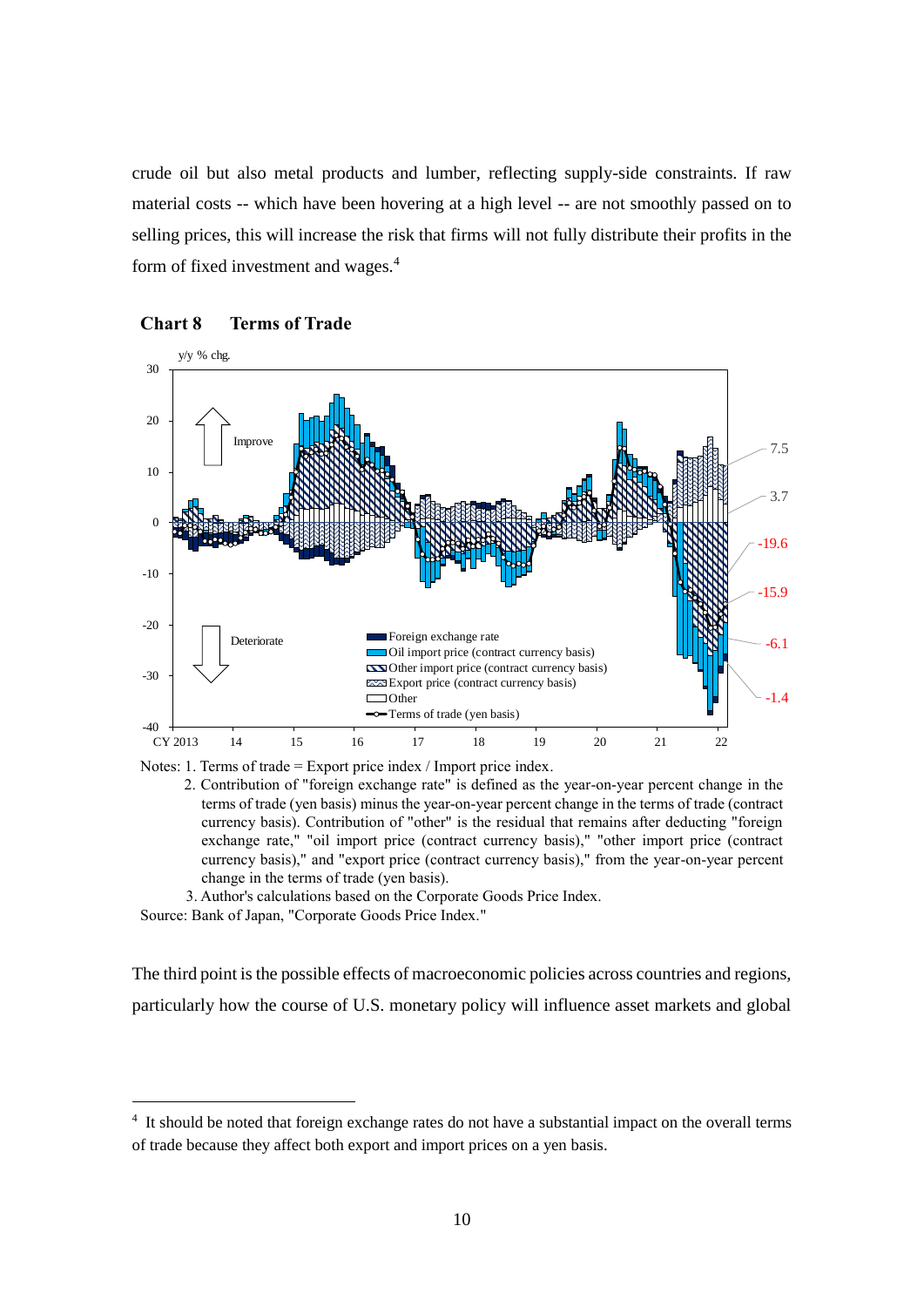crude oil but also metal products and lumber, reflecting supply-side constraints. If raw material costs -- which have been hovering at a high level -- are not smoothly passed on to selling prices, this will increase the risk that firms will not fully distribute their profits in the form of fixed investment and wages.[4]

**Chart 8 Terms of Trade**

Notes: 1. Terms of trade = Export price index / Import price index.

2. Contribution of "foreign exchange rate" is defined as the year-on-year percent change in the terms of trade (yen basis) minus the year-on-year percent change in the terms of trade (contract currency basis). Contribution of "other" is the residual that remains after deducting "foreign exchange rate," "oil import price (contract currency basis)," "other import price (contract currency basis)," and "export price (contract currency basis)," from the year-on-year percent change in the terms of trade (yen basis).

3. Author's calculations based on the Corporate Goods Price Index.

Source: Bank of Japan, "Corporate Goods Price Index."

The third point is the possible effects of macroeconomic policies across countries and regions, particularly how the course of U.S. monetary policy will influence asset markets and global

[4] It should be noted that foreign exchange rates do not have a substantial impact on the overall terms of trade because they affect both export and import prices on a yen basis.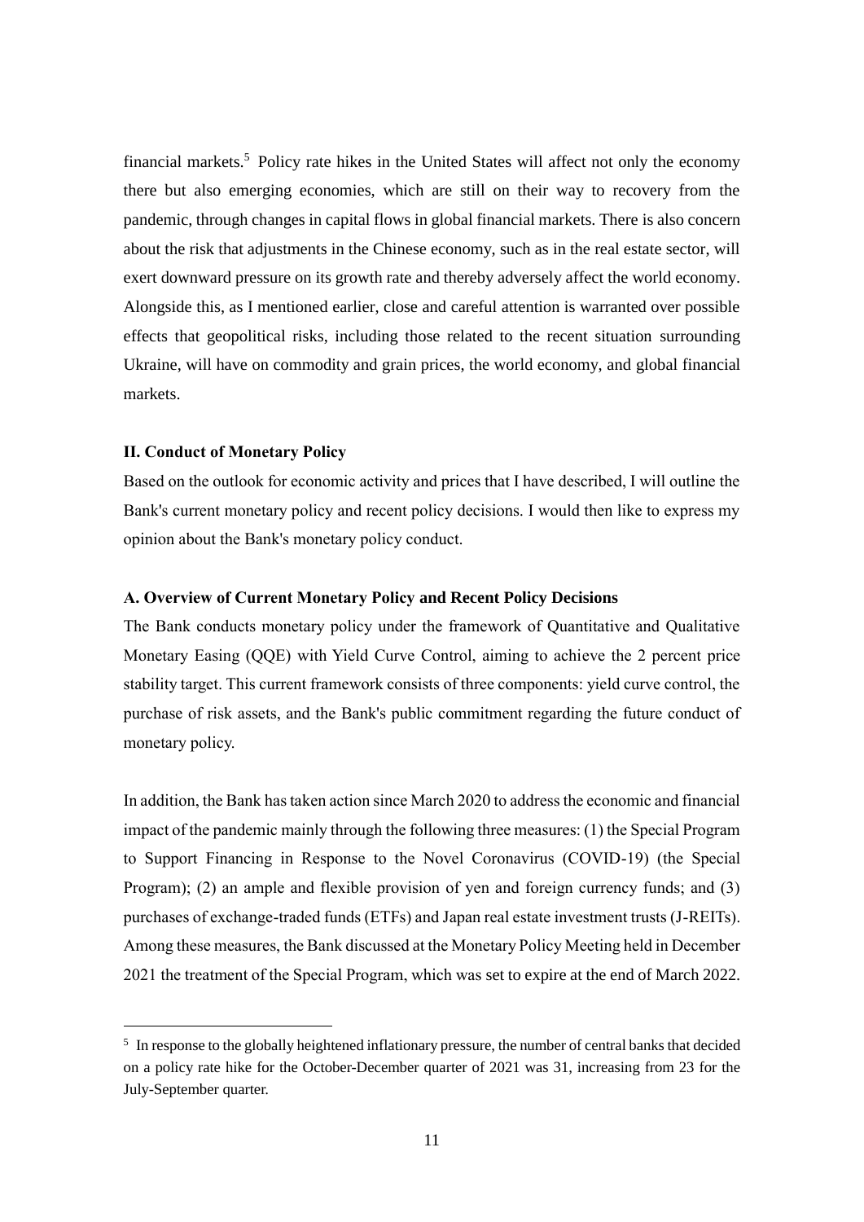financial markets.[5] Policy rate hikes in the United States will affect not only the economy there but also emerging economies, which are still on their way to recovery from the pandemic, through changes in capital flows in global financial markets. There is also concern about the risk that adjustments in the Chinese economy, such as in the real estate sector, will exert downward pressure on its growth rate and thereby adversely affect the world economy. Alongside this, as I mentioned earlier, close and careful attention is warranted over possible effects that geopolitical risks, including those related to the recent situation surrounding Ukraine, will have on commodity and grain prices, the world economy, and global financial markets.

## II. Conduct of Monetary Policy

Based on the outlook for economic activity and prices that I have described, I will outline the Bank's current monetary policy and recent policy decisions. I would then like to express my opinion about the Bank's monetary policy conduct.

### A. Overview of Current Monetary Policy and Recent Policy Decisions

The Bank conducts monetary policy under the framework of Quantitative and Qualitative Monetary Easing (QQE) with Yield Curve Control, aiming to achieve the 2 percent price stability target. This current framework consists of three components: yield curve control, the purchase of risk assets, and the Bank's public commitment regarding the future conduct of monetary policy.

In addition, the Bank has taken action since March 2020 to address the economic and financial impact of the pandemic mainly through the following three measures: (1) the Special Program to Support Financing in Response to the Novel Coronavirus (COVID-19) (the Special Program); (2) an ample and flexible provision of yen and foreign currency funds; and (3) purchases of exchange-traded funds (ETFs) and Japan real estate investment trusts (J-REITs). Among these measures, the Bank discussed at the Monetary Policy Meeting held in December 2021 the treatment of the Special Program, which was set to expire at the end of March 2022.

[5] In response to the globally heightened inflationary pressure, the number of central banks that decided on a policy rate hike for the October-December quarter of 2021 was 31, increasing from 23 for the July-September quarter.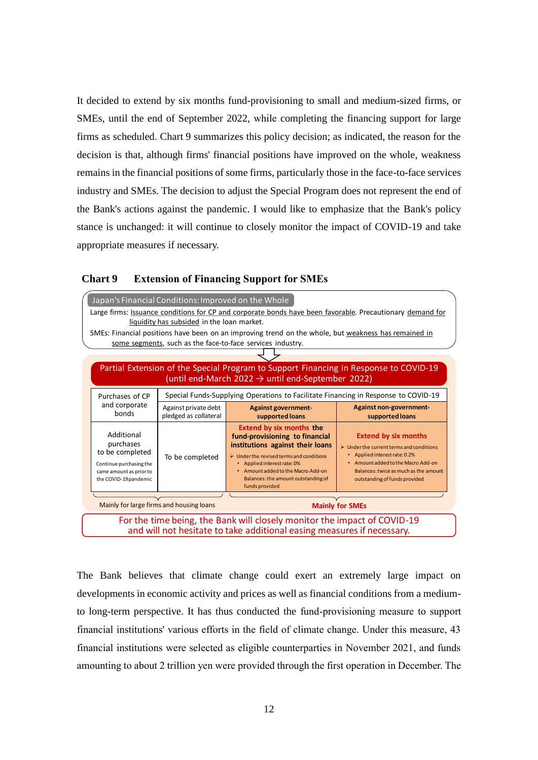It decided to extend by six months fund-provisioning to small and medium-sized firms, or SMEs, until the end of September 2022, while completing the financing support for large firms as scheduled. Chart 9 summarizes this policy decision; as indicated, the reason for the decision is that, although firms' financial positions have improved on the whole, weakness remains in the financial positions of some firms, particularly those in the face-to-face services industry and SMEs. The decision to adjust the Special Program does not represent the end of the Bank's actions against the pandemic. I would like to emphasize that the Bank's policy stance is unchanged: it will continue to closely monitor the impact of COVID-19 and take appropriate measures if necessary.

**Chart 9 Extension of Financing Support for SMEs**

**Japan's Financial Conditions: Improved on the Whole**

Large firms: Issuance conditions for CP and corporate bonds have been favorable. Precautionary demand for liquidity has subsided in the loan market.

SMEs: Financial positions have been on an improving trend on the whole, but weakness has remained in some segments, such as the face-to-face services industry.

**Partial Extension of the Special Program to Support Financing in Response to COVID-19 (until end-March 2022 → until end-September 2022)**

| Purchases of CP and corporate bonds | Special Funds-Supplying Operations to Facilitate Financing in Response to COVID-19 | | |
|---|---|---|---|
| | Against private debt pledged as collateral | **Against government-supported loans** | **Against non-government-supported loans** |
| Additional purchases to be completed<br>Continue purchasing the same amount as prior to the COVID-19 pandemic | To be completed | **Extend by six months the fund-provisioning to financial institutions against their loans**<br>➢ Under the revised terms and conditions<br>• Applied interest rate: 0%<br>• Amount added to the Macro Add-on Balances: the amount outstanding of funds provided | **Extend by six months**<br>➢ Under the current terms and conditions<br>• Applied interest rate: 0.2%<br>• Amount added to the Macro Add-on Balances: twice as much as the amount outstanding of funds provided |
| Mainly for large firms and housing loans | | **Mainly for SMEs** | |

For the time being, the Bank will closely monitor the impact of COVID-19 and will not hesitate to take additional easing measures if necessary.

The Bank believes that climate change could exert an extremely large impact on developments in economic activity and prices as well as financial conditions from a medium- to long-term perspective. It has thus conducted the fund-provisioning measure to support financial institutions' various efforts in the field of climate change. Under this measure, 43 financial institutions were selected as eligible counterparties in November 2021, and funds amounting to about 2 trillion yen were provided through the first operation in December. The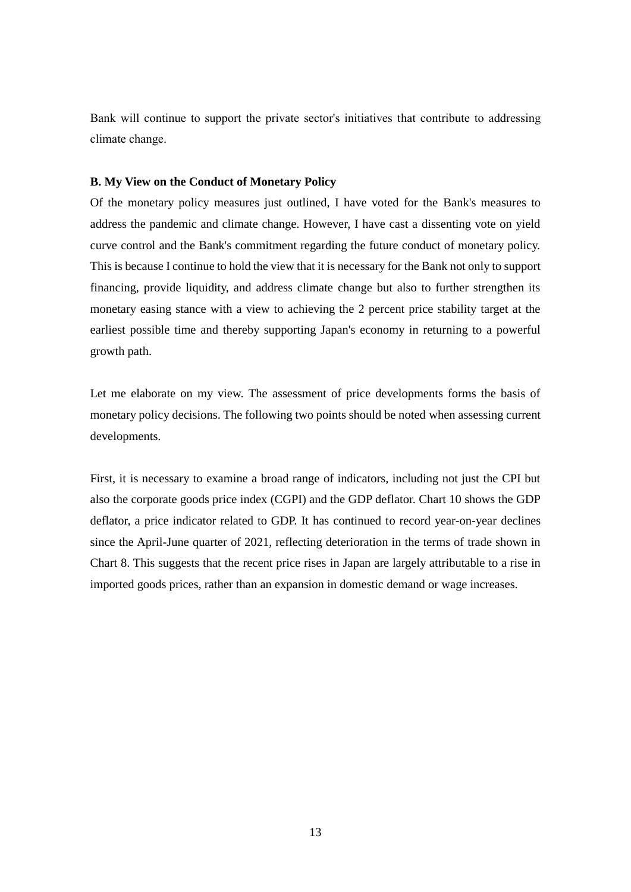Bank will continue to support the private sector's initiatives that contribute to addressing climate change.

**B. My View on the Conduct of Monetary Policy**

Of the monetary policy measures just outlined, I have voted for the Bank's measures to address the pandemic and climate change. However, I have cast a dissenting vote on yield curve control and the Bank's commitment regarding the future conduct of monetary policy. This is because I continue to hold the view that it is necessary for the Bank not only to support financing, provide liquidity, and address climate change but also to further strengthen its monetary easing stance with a view to achieving the 2 percent price stability target at the earliest possible time and thereby supporting Japan's economy in returning to a powerful growth path.

Let me elaborate on my view. The assessment of price developments forms the basis of monetary policy decisions. The following two points should be noted when assessing current developments.

First, it is necessary to examine a broad range of indicators, including not just the CPI but also the corporate goods price index (CGPI) and the GDP deflator. Chart 10 shows the GDP deflator, a price indicator related to GDP. It has continued to record year-on-year declines since the April-June quarter of 2021, reflecting deterioration in the terms of trade shown in Chart 8. This suggests that the recent price rises in Japan are largely attributable to a rise in imported goods prices, rather than an expansion in domestic demand or wage increases.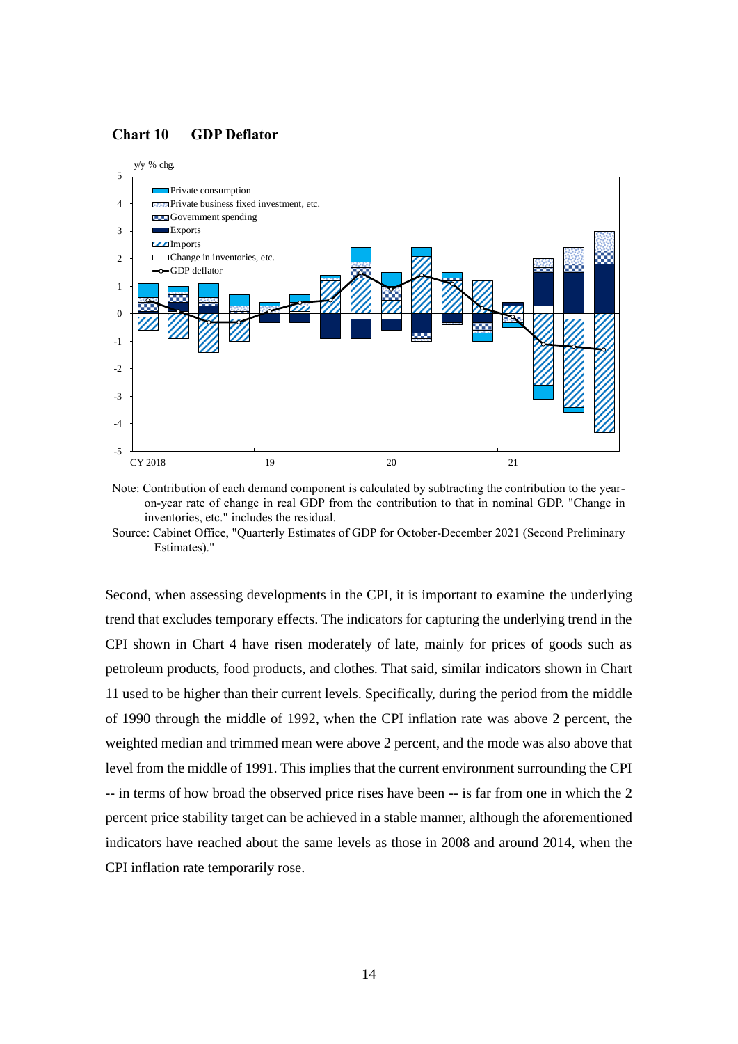**Chart 10 GDP Deflator**

Note: Contribution of each demand component is calculated by subtracting the contribution to the year-on-year rate of change in real GDP from the contribution to that in nominal GDP. "Change in inventories, etc." includes the residual.

Source: Cabinet Office, "Quarterly Estimates of GDP for October-December 2021 (Second Preliminary Estimates)."

Second, when assessing developments in the CPI, it is important to examine the underlying trend that excludes temporary effects. The indicators for capturing the underlying trend in the CPI shown in Chart 4 have risen moderately of late, mainly for prices of goods such as petroleum products, food products, and clothes. That said, similar indicators shown in Chart 11 used to be higher than their current levels. Specifically, during the period from the middle of 1990 through the middle of 1992, when the CPI inflation rate was above 2 percent, the weighted median and trimmed mean were above 2 percent, and the mode was also above that level from the middle of 1991. This implies that the current environment surrounding the CPI -- in terms of how broad the observed price rises have been -- is far from one in which the 2 percent price stability target can be achieved in a stable manner, although the aforementioned indicators have reached about the same levels as those in 2008 and around 2014, when the CPI inflation rate temporarily rose.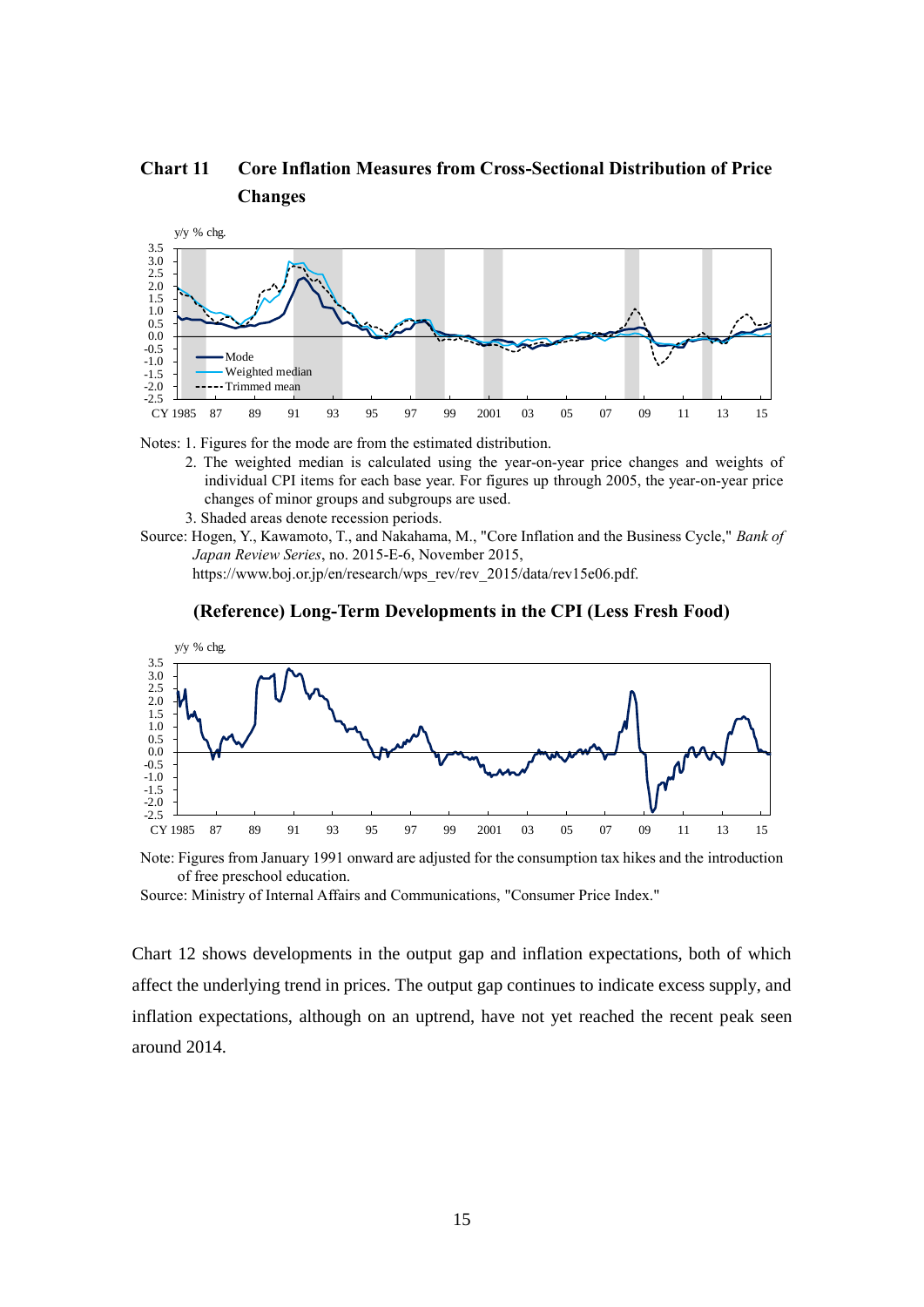## Chart 11 Core Inflation Measures from Cross-Sectional Distribution of Price Changes

Notes: 1. Figures for the mode are from the estimated distribution.

2. The weighted median is calculated using the year-on-year price changes and weights of individual CPI items for each base year. For figures up through 2005, the year-on-year price changes of minor groups and subgroups are used.

3. Shaded areas denote recession periods.

Source: Hogen, Y., Kawamoto, T., and Nakahama, M., "Core Inflation and the Business Cycle," *Bank of Japan Review Series*, no. 2015-E-6, November 2015, https://www.boj.or.jp/en/research/wps_rev/rev_2015/data/rev15e06.pdf.

### (Reference) Long-Term Developments in the CPI (Less Fresh Food)

Note: Figures from January 1991 onward are adjusted for the consumption tax hikes and the introduction of free preschool education.

Source: Ministry of Internal Affairs and Communications, "Consumer Price Index."

Chart 12 shows developments in the output gap and inflation expectations, both of which affect the underlying trend in prices. The output gap continues to indicate excess supply, and inflation expectations, although on an uptrend, have not yet reached the recent peak seen around 2014.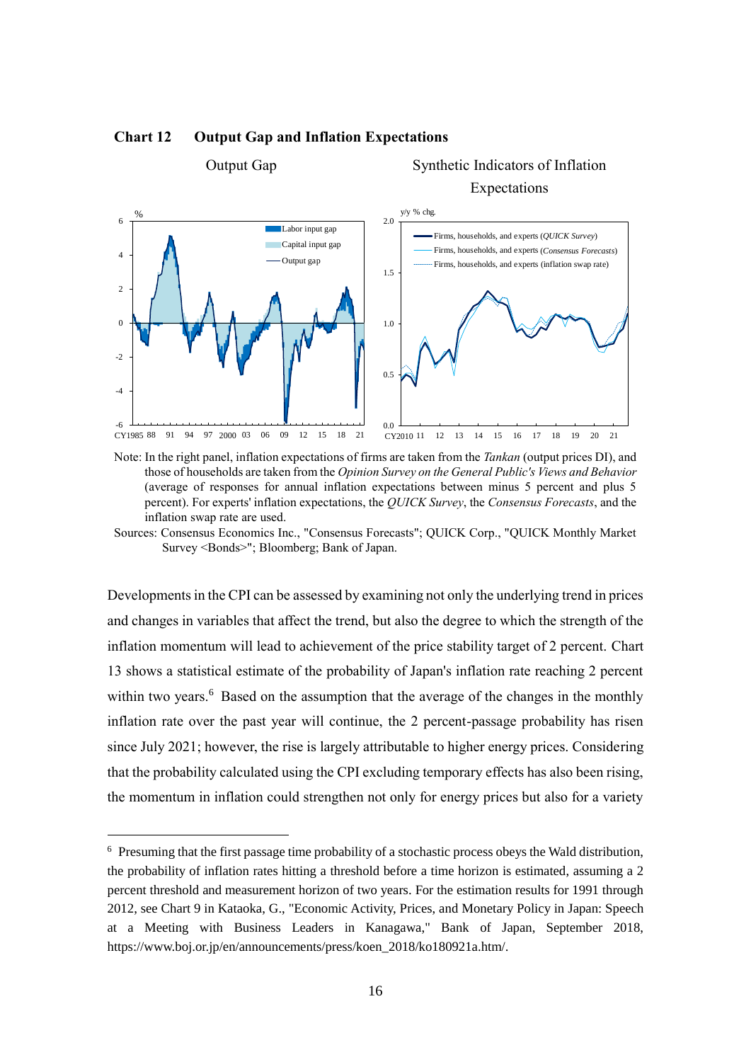**Chart 12 Output Gap and Inflation Expectations**

Output Gap

Synthetic Indicators of Inflation Expectations

Note: In the right panel, inflation expectations of firms are taken from the *Tankan* (output prices DI), and those of households are taken from the *Opinion Survey on the General Public's Views and Behavior* (average of responses for annual inflation expectations between minus 5 percent and plus 5 percent). For experts' inflation expectations, the *QUICK Survey*, the *Consensus Forecasts*, and the inflation swap rate are used.

Sources: Consensus Economics Inc., "Consensus Forecasts"; QUICK Corp., "QUICK Monthly Market Survey <Bonds>"; Bloomberg; Bank of Japan.

Developments in the CPI can be assessed by examining not only the underlying trend in prices and changes in variables that affect the trend, but also the degree to which the strength of the inflation momentum will lead to achievement of the price stability target of 2 percent. Chart 13 shows a statistical estimate of the probability of Japan's inflation rate reaching 2 percent within two years.[6] Based on the assumption that the average of the changes in the monthly inflation rate over the past year will continue, the 2 percent-passage probability has risen since July 2021; however, the rise is largely attributable to higher energy prices. Considering that the probability calculated using the CPI excluding temporary effects has also been rising, the momentum in inflation could strengthen not only for energy prices but also for a variety

---

[6] Presuming that the first passage time probability of a stochastic process obeys the Wald distribution, the probability of inflation rates hitting a threshold before a time horizon is estimated, assuming a 2 percent threshold and measurement horizon of two years. For the estimation results for 1991 through 2012, see Chart 9 in Kataoka, G., "Economic Activity, Prices, and Monetary Policy in Japan: Speech at a Meeting with Business Leaders in Kanagawa," Bank of Japan, September 2018, https://www.boj.or.jp/en/announcements/press/koen_2018/ko180921a.htm/.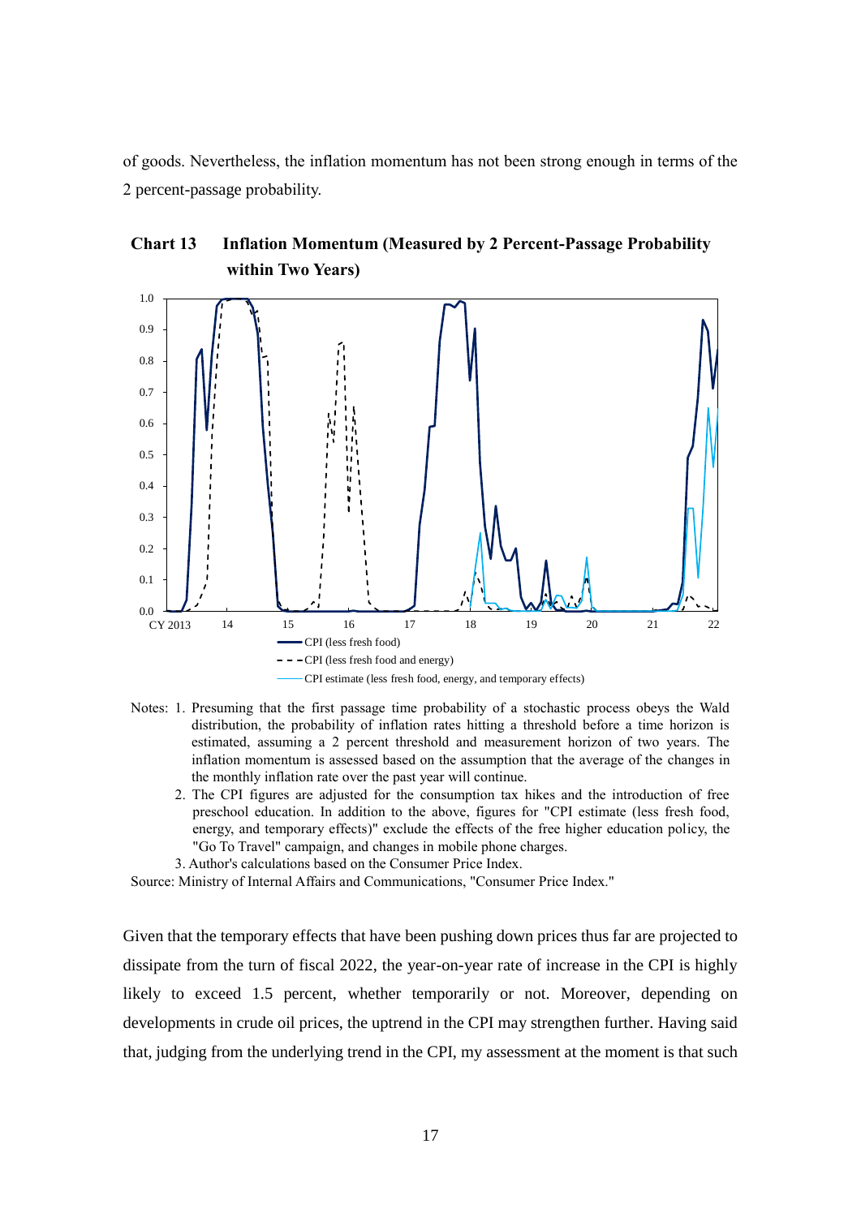of goods. Nevertheless, the inflation momentum has not been strong enough in terms of the 2 percent-passage probability.

**Chart 13 Inflation Momentum (Measured by 2 Percent-Passage Probability within Two Years)**

Notes: 1. Presuming that the first passage time probability of a stochastic process obeys the Wald distribution, the probability of inflation rates hitting a threshold before a time horizon is estimated, assuming a 2 percent threshold and measurement horizon of two years. The inflation momentum is assessed based on the assumption that the average of the changes in the monthly inflation rate over the past year will continue.

2. The CPI figures are adjusted for the consumption tax hikes and the introduction of free preschool education. In addition to the above, figures for "CPI estimate (less fresh food, energy, and temporary effects)" exclude the effects of the free higher education policy, the "Go To Travel" campaign, and changes in mobile phone charges.

3. Author's calculations based on the Consumer Price Index.

Source: Ministry of Internal Affairs and Communications, "Consumer Price Index."

Given that the temporary effects that have been pushing down prices thus far are projected to dissipate from the turn of fiscal 2022, the year-on-year rate of increase in the CPI is highly likely to exceed 1.5 percent, whether temporarily or not. Moreover, depending on developments in crude oil prices, the uptrend in the CPI may strengthen further. Having said that, judging from the underlying trend in the CPI, my assessment at the moment is that such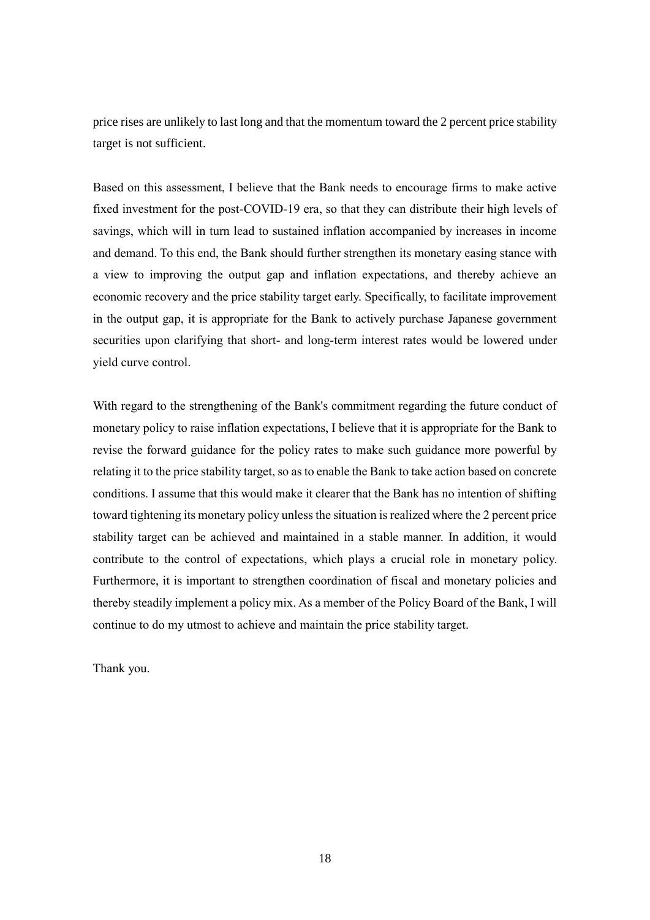price rises are unlikely to last long and that the momentum toward the 2 percent price stability target is not sufficient.

Based on this assessment, I believe that the Bank needs to encourage firms to make active fixed investment for the post-COVID-19 era, so that they can distribute their high levels of savings, which will in turn lead to sustained inflation accompanied by increases in income and demand. To this end, the Bank should further strengthen its monetary easing stance with a view to improving the output gap and inflation expectations, and thereby achieve an economic recovery and the price stability target early. Specifically, to facilitate improvement in the output gap, it is appropriate for the Bank to actively purchase Japanese government securities upon clarifying that short- and long-term interest rates would be lowered under yield curve control.

With regard to the strengthening of the Bank's commitment regarding the future conduct of monetary policy to raise inflation expectations, I believe that it is appropriate for the Bank to revise the forward guidance for the policy rates to make such guidance more powerful by relating it to the price stability target, so as to enable the Bank to take action based on concrete conditions. I assume that this would make it clearer that the Bank has no intention of shifting toward tightening its monetary policy unless the situation is realized where the 2 percent price stability target can be achieved and maintained in a stable manner. In addition, it would contribute to the control of expectations, which plays a crucial role in monetary policy. Furthermore, it is important to strengthen coordination of fiscal and monetary policies and thereby steadily implement a policy mix. As a member of the Policy Board of the Bank, I will continue to do my utmost to achieve and maintain the price stability target.

Thank you.